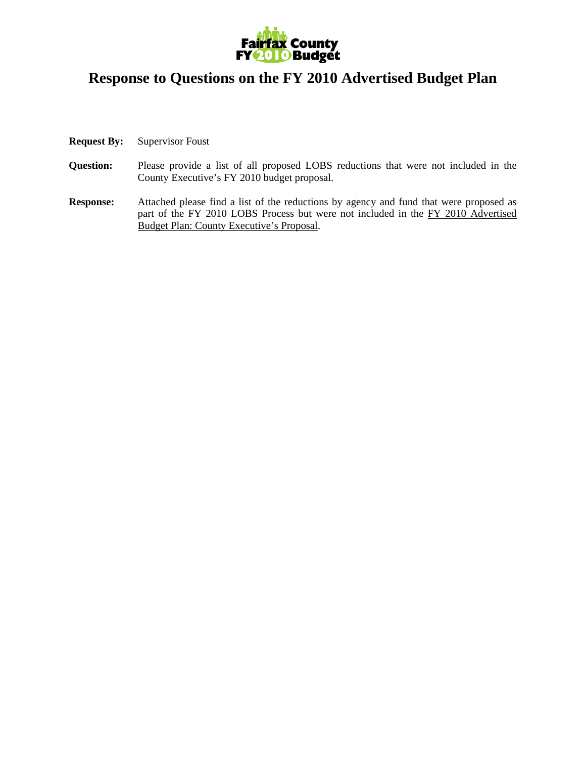Fairfax County FY 2010 Budget

# Response to Questions on the FY 2010 Advertised Budget Plan

**Request By:** Supervisor Foust

**Question:** Please provide a list of all proposed LOBS reductions that were not included in the County Executive's FY 2010 budget proposal.

**Response:** Attached please find a list of the reductions by agency and fund that were proposed as part of the FY 2010 LOBS Process but were not included in the FY 2010 Advertised Budget Plan: County Executive's Proposal.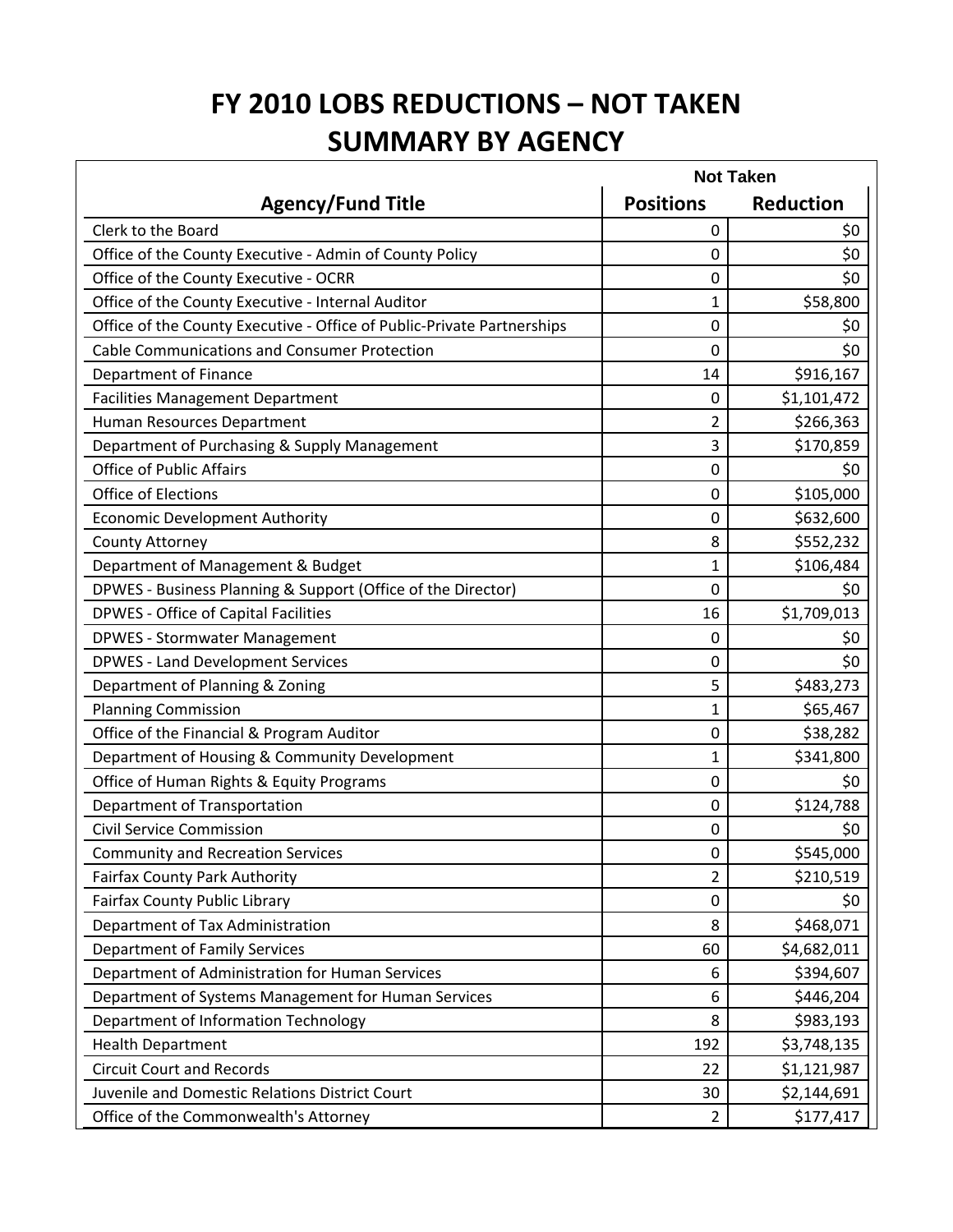# FY 2010 LOBS REDUCTIONS – NOT TAKEN
# SUMMARY BY AGENCY

| | Not Taken | |
|---|---|---|
| **Agency/Fund Title** | **Positions** | **Reduction** |
| Clerk to the Board | 0 | $0 |
| Office of the County Executive - Admin of County Policy | 0 | $0 |
| Office of the County Executive - OCRR | 0 | $0 |
| Office of the County Executive - Internal Auditor | 1 | $58,800 |
| Office of the County Executive - Office of Public-Private Partnerships | 0 | $0 |
| Cable Communications and Consumer Protection | 0 | $0 |
| Department of Finance | 14 | $916,167 |
| Facilities Management Department | 0 | $1,101,472 |
| Human Resources Department | 2 | $266,363 |
| Department of Purchasing & Supply Management | 3 | $170,859 |
| Office of Public Affairs | 0 | $0 |
| Office of Elections | 0 | $105,000 |
| Economic Development Authority | 0 | $632,600 |
| County Attorney | 8 | $552,232 |
| Department of Management & Budget | 1 | $106,484 |
| DPWES - Business Planning & Support (Office of the Director) | 0 | $0 |
| DPWES - Office of Capital Facilities | 16 | $1,709,013 |
| DPWES - Stormwater Management | 0 | $0 |
| DPWES - Land Development Services | 0 | $0 |
| Department of Planning & Zoning | 5 | $483,273 |
| Planning Commission | 1 | $65,467 |
| Office of the Financial & Program Auditor | 0 | $38,282 |
| Department of Housing & Community Development | 1 | $341,800 |
| Office of Human Rights & Equity Programs | 0 | $0 |
| Department of Transportation | 0 | $124,788 |
| Civil Service Commission | 0 | $0 |
| Community and Recreation Services | 0 | $545,000 |
| Fairfax County Park Authority | 2 | $210,519 |
| Fairfax County Public Library | 0 | $0 |
| Department of Tax Administration | 8 | $468,071 |
| Department of Family Services | 60 | $4,682,011 |
| Department of Administration for Human Services | 6 | $394,607 |
| Department of Systems Management for Human Services | 6 | $446,204 |
| Department of Information Technology | 8 | $983,193 |
| Health Department | 192 | $3,748,135 |
| Circuit Court and Records | 22 | $1,121,987 |
| Juvenile and Domestic Relations District Court | 30 | $2,144,691 |
| Office of the Commonwealth's Attorney | 2 | $177,417 |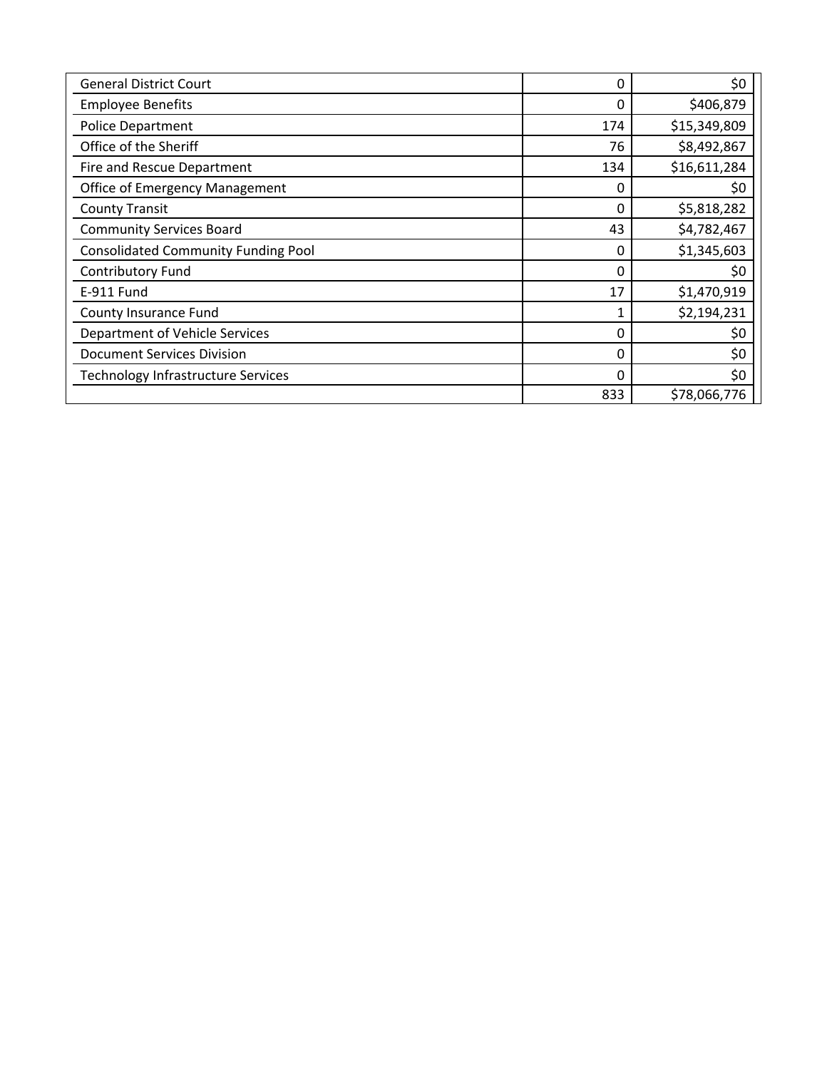| | | |
|---|---|---|
| General District Court | 0 | $0 |
| Employee Benefits | 0 | $406,879 |
| Police Department | 174 | $15,349,809 |
| Office of the Sheriff | 76 | $8,492,867 |
| Fire and Rescue Department | 134 | $16,611,284 |
| Office of Emergency Management | 0 | $0 |
| County Transit | 0 | $5,818,282 |
| Community Services Board | 43 | $4,782,467 |
| Consolidated Community Funding Pool | 0 | $1,345,603 |
| Contributory Fund | 0 | $0 |
| E-911 Fund | 17 | $1,470,919 |
| County Insurance Fund | 1 | $2,194,231 |
| Department of Vehicle Services | 0 | $0 |
| Document Services Division | 0 | $0 |
| Technology Infrastructure Services | 0 | $0 |
| | 833 | $78,066,776 |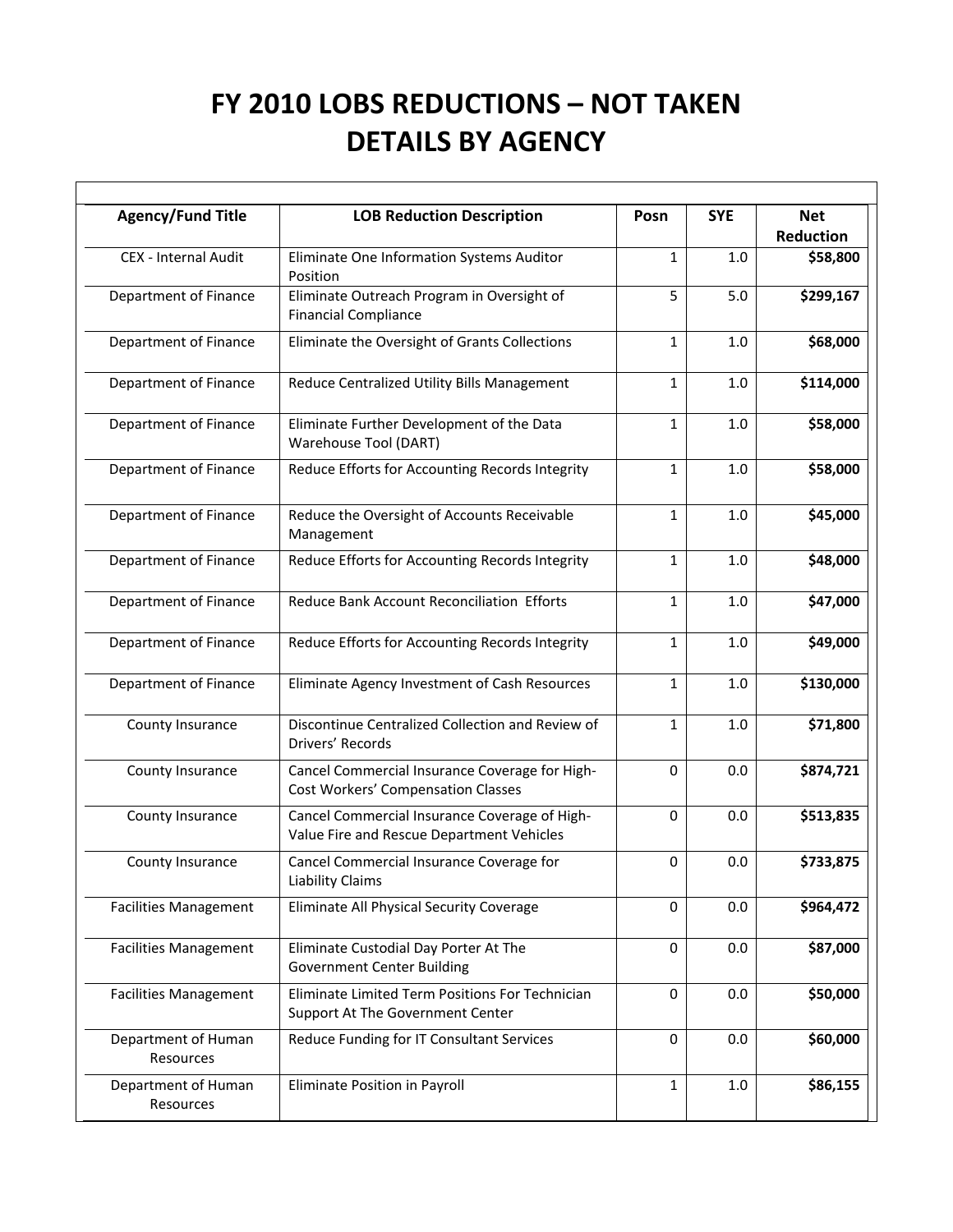# FY 2010 LOBS REDUCTIONS – NOT TAKEN DETAILS BY AGENCY

| Agency/Fund Title | LOB Reduction Description | Posn | SYE | Net Reduction |
|---|---|---|---|---|
| CEX - Internal Audit | Eliminate One Information Systems Auditor Position | 1 | 1.0 | **$58,800** |
| Department of Finance | Eliminate Outreach Program in Oversight of Financial Compliance | 5 | 5.0 | **$299,167** |
| Department of Finance | Eliminate the Oversight of Grants Collections | 1 | 1.0 | **$68,000** |
| Department of Finance | Reduce Centralized Utility Bills Management | 1 | 1.0 | **$114,000** |
| Department of Finance | Eliminate Further Development of the Data Warehouse Tool (DART) | 1 | 1.0 | **$58,000** |
| Department of Finance | Reduce Efforts for Accounting Records Integrity | 1 | 1.0 | **$58,000** |
| Department of Finance | Reduce the Oversight of Accounts Receivable Management | 1 | 1.0 | **$45,000** |
| Department of Finance | Reduce Efforts for Accounting Records Integrity | 1 | 1.0 | **$48,000** |
| Department of Finance | Reduce Bank Account Reconciliation Efforts | 1 | 1.0 | **$47,000** |
| Department of Finance | Reduce Efforts for Accounting Records Integrity | 1 | 1.0 | **$49,000** |
| Department of Finance | Eliminate Agency Investment of Cash Resources | 1 | 1.0 | **$130,000** |
| County Insurance | Discontinue Centralized Collection and Review of Drivers' Records | 1 | 1.0 | **$71,800** |
| County Insurance | Cancel Commercial Insurance Coverage for High-Cost Workers' Compensation Classes | 0 | 0.0 | **$874,721** |
| County Insurance | Cancel Commercial Insurance Coverage of High-Value Fire and Rescue Department Vehicles | 0 | 0.0 | **$513,835** |
| County Insurance | Cancel Commercial Insurance Coverage for Liability Claims | 0 | 0.0 | **$733,875** |
| Facilities Management | Eliminate All Physical Security Coverage | 0 | 0.0 | **$964,472** |
| Facilities Management | Eliminate Custodial Day Porter At The Government Center Building | 0 | 0.0 | **$87,000** |
| Facilities Management | Eliminate Limited Term Positions For Technician Support At The Government Center | 0 | 0.0 | **$50,000** |
| Department of Human Resources | Reduce Funding for IT Consultant Services | 0 | 0.0 | **$60,000** |
| Department of Human Resources | Eliminate Position in Payroll | 1 | 1.0 | **$86,155** |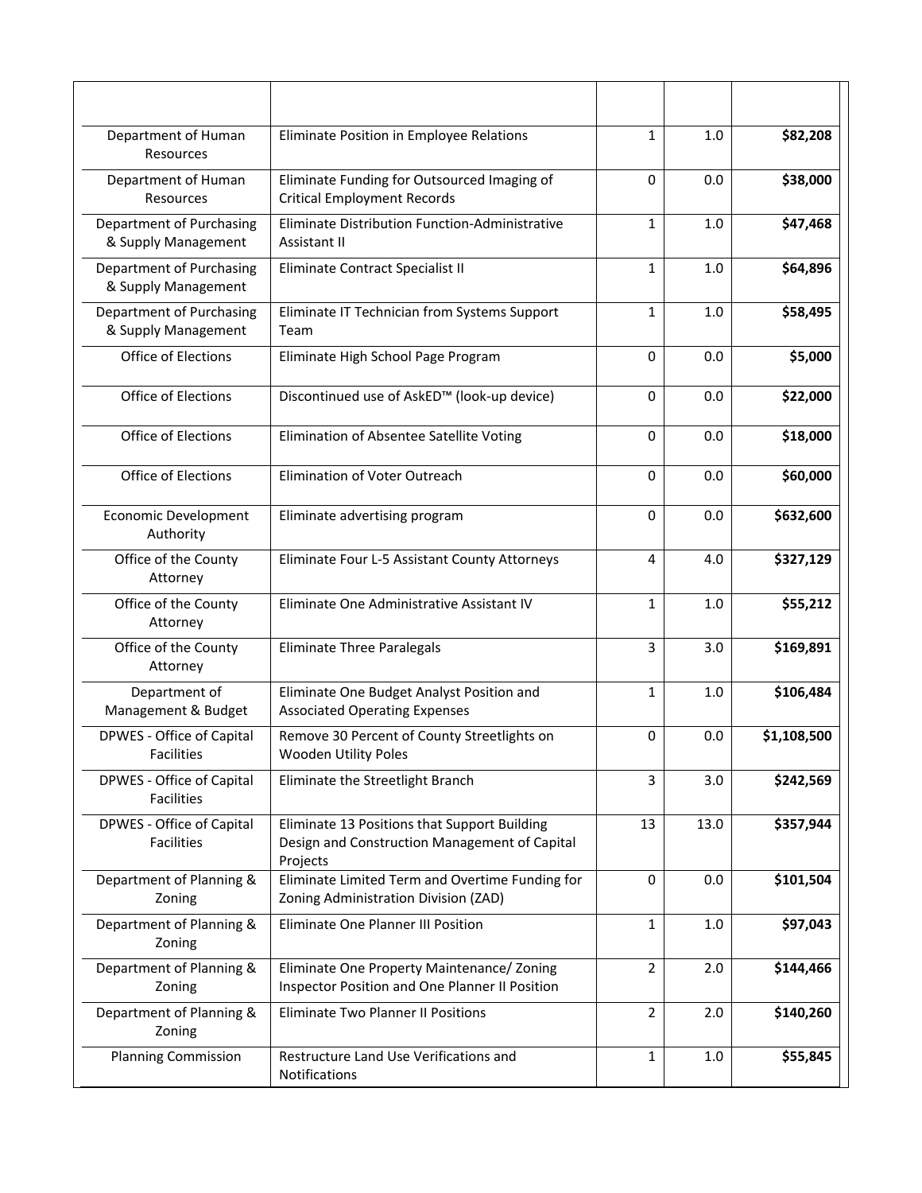| | | | | |
|---|---|---|---|---|
| Department of Human Resources | Eliminate Position in Employee Relations | 1 | 1.0 | **$82,208** |
| Department of Human Resources | Eliminate Funding for Outsourced Imaging of Critical Employment Records | 0 | 0.0 | **$38,000** |
| Department of Purchasing & Supply Management | Eliminate Distribution Function-Administrative Assistant II | 1 | 1.0 | **$47,468** |
| Department of Purchasing & Supply Management | Eliminate Contract Specialist II | 1 | 1.0 | **$64,896** |
| Department of Purchasing & Supply Management | Eliminate IT Technician from Systems Support Team | 1 | 1.0 | **$58,495** |
| Office of Elections | Eliminate High School Page Program | 0 | 0.0 | **$5,000** |
| Office of Elections | Discontinued use of AskED™ (look-up device) | 0 | 0.0 | **$22,000** |
| Office of Elections | Elimination of Absentee Satellite Voting | 0 | 0.0 | **$18,000** |
| Office of Elections | Elimination of Voter Outreach | 0 | 0.0 | **$60,000** |
| Economic Development Authority | Eliminate advertising program | 0 | 0.0 | **$632,600** |
| Office of the County Attorney | Eliminate Four L-5 Assistant County Attorneys | 4 | 4.0 | **$327,129** |
| Office of the County Attorney | Eliminate One Administrative Assistant IV | 1 | 1.0 | **$55,212** |
| Office of the County Attorney | Eliminate Three Paralegals | 3 | 3.0 | **$169,891** |
| Department of Management & Budget | Eliminate One Budget Analyst Position and Associated Operating Expenses | 1 | 1.0 | **$106,484** |
| DPWES - Office of Capital Facilities | Remove 30 Percent of County Streetlights on Wooden Utility Poles | 0 | 0.0 | **$1,108,500** |
| DPWES - Office of Capital Facilities | Eliminate the Streetlight Branch | 3 | 3.0 | **$242,569** |
| DPWES - Office of Capital Facilities | Eliminate 13 Positions that Support Building Design and Construction Management of Capital Projects | 13 | 13.0 | **$357,944** |
| Department of Planning & Zoning | Eliminate Limited Term and Overtime Funding for Zoning Administration Division (ZAD) | 0 | 0.0 | **$101,504** |
| Department of Planning & Zoning | Eliminate One Planner III Position | 1 | 1.0 | **$97,043** |
| Department of Planning & Zoning | Eliminate One Property Maintenance/ Zoning Inspector Position and One Planner II Position | 2 | 2.0 | **$144,466** |
| Department of Planning & Zoning | Eliminate Two Planner II Positions | 2 | 2.0 | **$140,260** |
| Planning Commission | Restructure Land Use Verifications and Notifications | 1 | 1.0 | **$55,845** |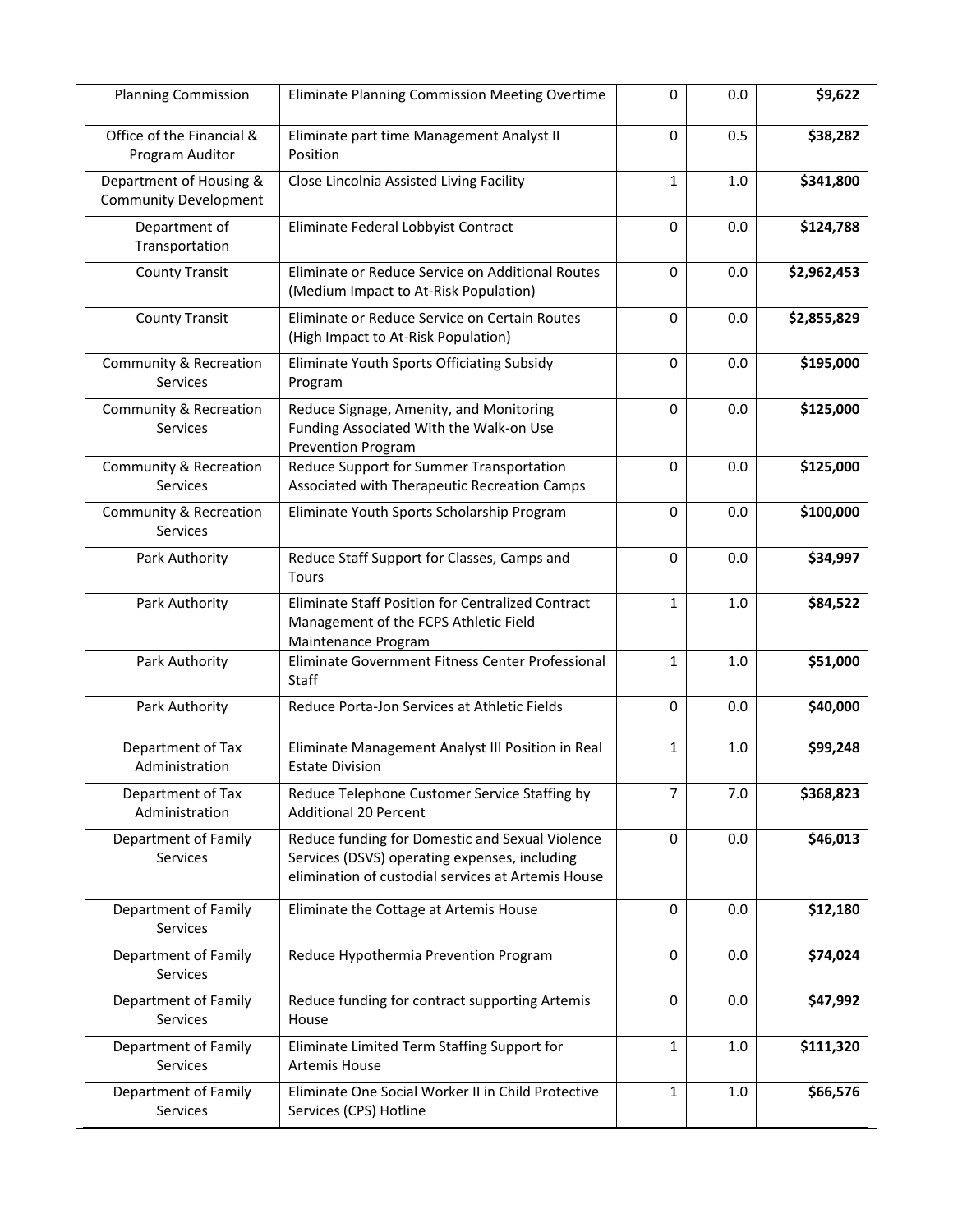| | | | | |
|---|---|---|---|---|
| Planning Commission | Eliminate Planning Commission Meeting Overtime | 0 | 0.0 | **$9,622** |
| Office of the Financial & Program Auditor | Eliminate part time Management Analyst II Position | 0 | 0.5 | **$38,282** |
| Department of Housing & Community Development | Close Lincolnia Assisted Living Facility | 1 | 1.0 | **$341,800** |
| Department of Transportation | Eliminate Federal Lobbyist Contract | 0 | 0.0 | **$124,788** |
| County Transit | Eliminate or Reduce Service on Additional Routes (Medium Impact to At-Risk Population) | 0 | 0.0 | **$2,962,453** |
| County Transit | Eliminate or Reduce Service on Certain Routes (High Impact to At-Risk Population) | 0 | 0.0 | **$2,855,829** |
| Community & Recreation Services | Eliminate Youth Sports Officiating Subsidy Program | 0 | 0.0 | **$195,000** |
| Community & Recreation Services | Reduce Signage, Amenity, and Monitoring Funding Associated With the Walk-on Use Prevention Program | 0 | 0.0 | **$125,000** |
| Community & Recreation Services | Reduce Support for Summer Transportation Associated with Therapeutic Recreation Camps | 0 | 0.0 | **$125,000** |
| Community & Recreation Services | Eliminate Youth Sports Scholarship Program | 0 | 0.0 | **$100,000** |
| Park Authority | Reduce Staff Support for Classes, Camps and Tours | 0 | 0.0 | **$34,997** |
| Park Authority | Eliminate Staff Position for Centralized Contract Management of the FCPS Athletic Field Maintenance Program | 1 | 1.0 | **$84,522** |
| Park Authority | Eliminate Government Fitness Center Professional Staff | 1 | 1.0 | **$51,000** |
| Park Authority | Reduce Porta-Jon Services at Athletic Fields | 0 | 0.0 | **$40,000** |
| Department of Tax Administration | Eliminate Management Analyst III Position in Real Estate Division | 1 | 1.0 | **$99,248** |
| Department of Tax Administration | Reduce Telephone Customer Service Staffing by Additional 20 Percent | 7 | 7.0 | **$368,823** |
| Department of Family Services | Reduce funding for Domestic and Sexual Violence Services (DSVS) operating expenses, including elimination of custodial services at Artemis House | 0 | 0.0 | **$46,013** |
| Department of Family Services | Eliminate the Cottage at Artemis House | 0 | 0.0 | **$12,180** |
| Department of Family Services | Reduce Hypothermia Prevention Program | 0 | 0.0 | **$74,024** |
| Department of Family Services | Reduce funding for contract supporting Artemis House | 0 | 0.0 | **$47,992** |
| Department of Family Services | Eliminate Limited Term Staffing Support for Artemis House | 1 | 1.0 | **$111,320** |
| Department of Family Services | Eliminate One Social Worker II in Child Protective Services (CPS) Hotline | 1 | 1.0 | **$66,576** |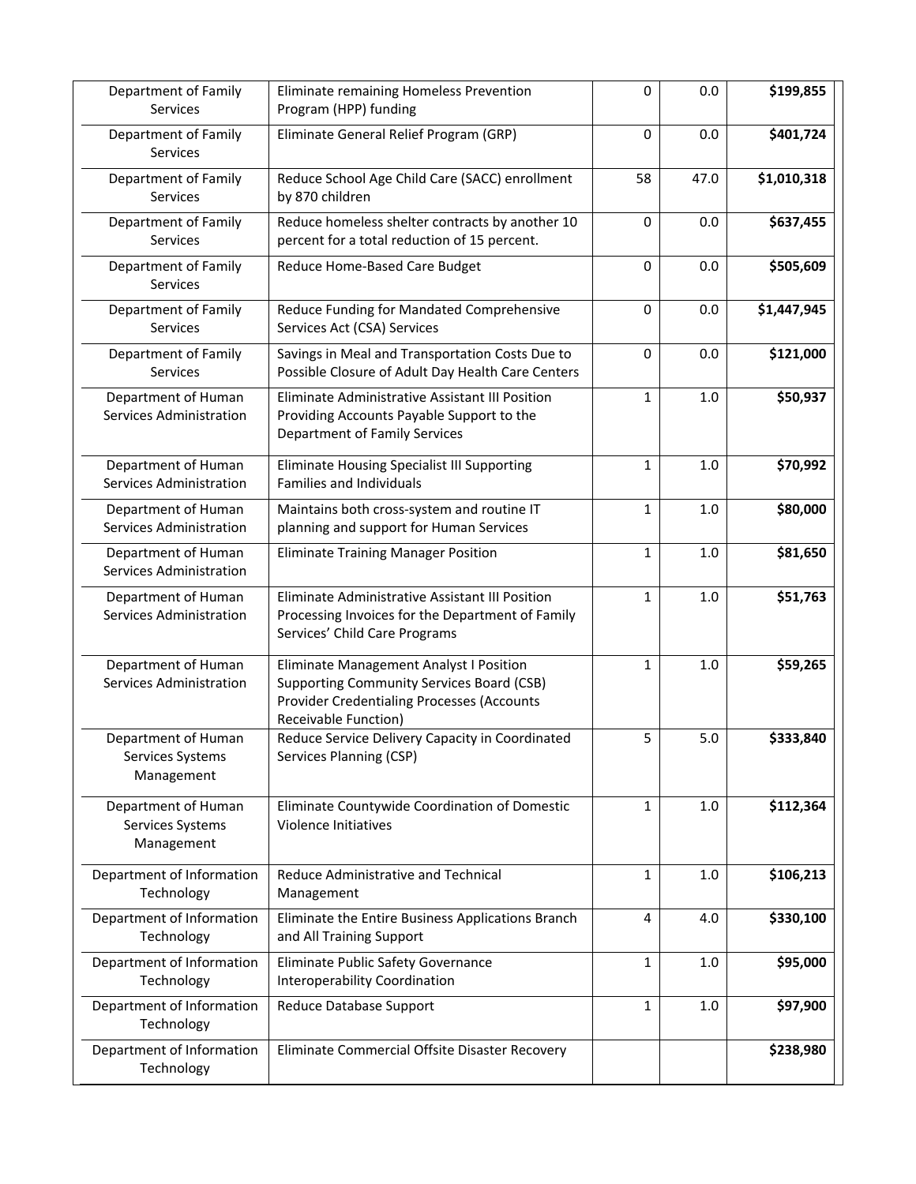| | | | | |
|---|---|---|---|---|
| Department of Family Services | Eliminate remaining Homeless Prevention Program (HPP) funding | 0 | 0.0 | **$199,855** |
| Department of Family Services | Eliminate General Relief Program (GRP) | 0 | 0.0 | **$401,724** |
| Department of Family Services | Reduce School Age Child Care (SACC) enrollment by 870 children | 58 | 47.0 | **$1,010,318** |
| Department of Family Services | Reduce homeless shelter contracts by another 10 percent for a total reduction of 15 percent. | 0 | 0.0 | **$637,455** |
| Department of Family Services | Reduce Home-Based Care Budget | 0 | 0.0 | **$505,609** |
| Department of Family Services | Reduce Funding for Mandated Comprehensive Services Act (CSA) Services | 0 | 0.0 | **$1,447,945** |
| Department of Family Services | Savings in Meal and Transportation Costs Due to Possible Closure of Adult Day Health Care Centers | 0 | 0.0 | **$121,000** |
| Department of Human Services Administration | Eliminate Administrative Assistant III Position Providing Accounts Payable Support to the Department of Family Services | 1 | 1.0 | **$50,937** |
| Department of Human Services Administration | Eliminate Housing Specialist III Supporting Families and Individuals | 1 | 1.0 | **$70,992** |
| Department of Human Services Administration | Maintains both cross-system and routine IT planning and support for Human Services | 1 | 1.0 | **$80,000** |
| Department of Human Services Administration | Eliminate Training Manager Position | 1 | 1.0 | **$81,650** |
| Department of Human Services Administration | Eliminate Administrative Assistant III Position Processing Invoices for the Department of Family Services' Child Care Programs | 1 | 1.0 | **$51,763** |
| Department of Human Services Administration | Eliminate Management Analyst I Position Supporting Community Services Board (CSB) Provider Credentialing Processes (Accounts Receivable Function) | 1 | 1.0 | **$59,265** |
| Department of Human Services Systems Management | Reduce Service Delivery Capacity in Coordinated Services Planning (CSP) | 5 | 5.0 | **$333,840** |
| Department of Human Services Systems Management | Eliminate Countywide Coordination of Domestic Violence Initiatives | 1 | 1.0 | **$112,364** |
| Department of Information Technology | Reduce Administrative and Technical Management | 1 | 1.0 | **$106,213** |
| Department of Information Technology | Eliminate the Entire Business Applications Branch and All Training Support | 4 | 4.0 | **$330,100** |
| Department of Information Technology | Eliminate Public Safety Governance Interoperability Coordination | 1 | 1.0 | **$95,000** |
| Department of Information Technology | Reduce Database Support | 1 | 1.0 | **$97,900** |
| Department of Information Technology | Eliminate Commercial Offsite Disaster Recovery | | | **$238,980** |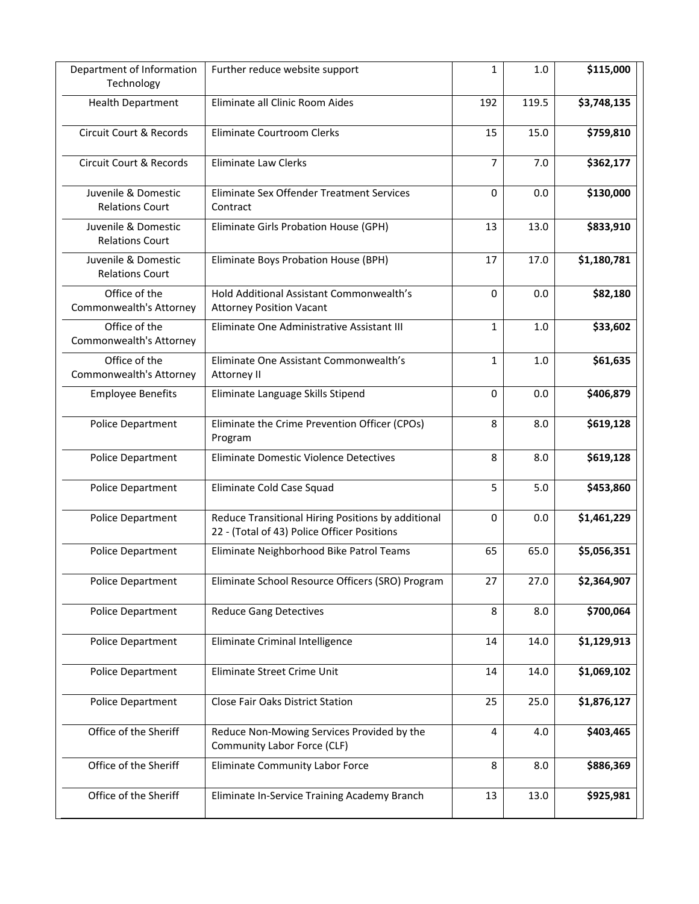| Department of Information Technology | Further reduce website support | 1 | 1.0 | **$115,000** |
|---|---|---|---|---|
| Health Department | Eliminate all Clinic Room Aides | 192 | 119.5 | **$3,748,135** |
| Circuit Court & Records | Eliminate Courtroom Clerks | 15 | 15.0 | **$759,810** |
| Circuit Court & Records | Eliminate Law Clerks | 7 | 7.0 | **$362,177** |
| Juvenile & Domestic Relations Court | Eliminate Sex Offender Treatment Services Contract | 0 | 0.0 | **$130,000** |
| Juvenile & Domestic Relations Court | Eliminate Girls Probation House (GPH) | 13 | 13.0 | **$833,910** |
| Juvenile & Domestic Relations Court | Eliminate Boys Probation House (BPH) | 17 | 17.0 | **$1,180,781** |
| Office of the Commonwealth's Attorney | Hold Additional Assistant Commonwealth's Attorney Position Vacant | 0 | 0.0 | **$82,180** |
| Office of the Commonwealth's Attorney | Eliminate One Administrative Assistant III | 1 | 1.0 | **$33,602** |
| Office of the Commonwealth's Attorney | Eliminate One Assistant Commonwealth's Attorney II | 1 | 1.0 | **$61,635** |
| Employee Benefits | Eliminate Language Skills Stipend | 0 | 0.0 | **$406,879** |
| Police Department | Eliminate the Crime Prevention Officer (CPOs) Program | 8 | 8.0 | **$619,128** |
| Police Department | Eliminate Domestic Violence Detectives | 8 | 8.0 | **$619,128** |
| Police Department | Eliminate Cold Case Squad | 5 | 5.0 | **$453,860** |
| Police Department | Reduce Transitional Hiring Positions by additional 22 - (Total of 43) Police Officer Positions | 0 | 0.0 | **$1,461,229** |
| Police Department | Eliminate Neighborhood Bike Patrol Teams | 65 | 65.0 | **$5,056,351** |
| Police Department | Eliminate School Resource Officers (SRO) Program | 27 | 27.0 | **$2,364,907** |
| Police Department | Reduce Gang Detectives | 8 | 8.0 | **$700,064** |
| Police Department | Eliminate Criminal Intelligence | 14 | 14.0 | **$1,129,913** |
| Police Department | Eliminate Street Crime Unit | 14 | 14.0 | **$1,069,102** |
| Police Department | Close Fair Oaks District Station | 25 | 25.0 | **$1,876,127** |
| Office of the Sheriff | Reduce Non-Mowing Services Provided by the Community Labor Force (CLF) | 4 | 4.0 | **$403,465** |
| Office of the Sheriff | Eliminate Community Labor Force | 8 | 8.0 | **$886,369** |
| Office of the Sheriff | Eliminate In-Service Training Academy Branch | 13 | 13.0 | **$925,981** |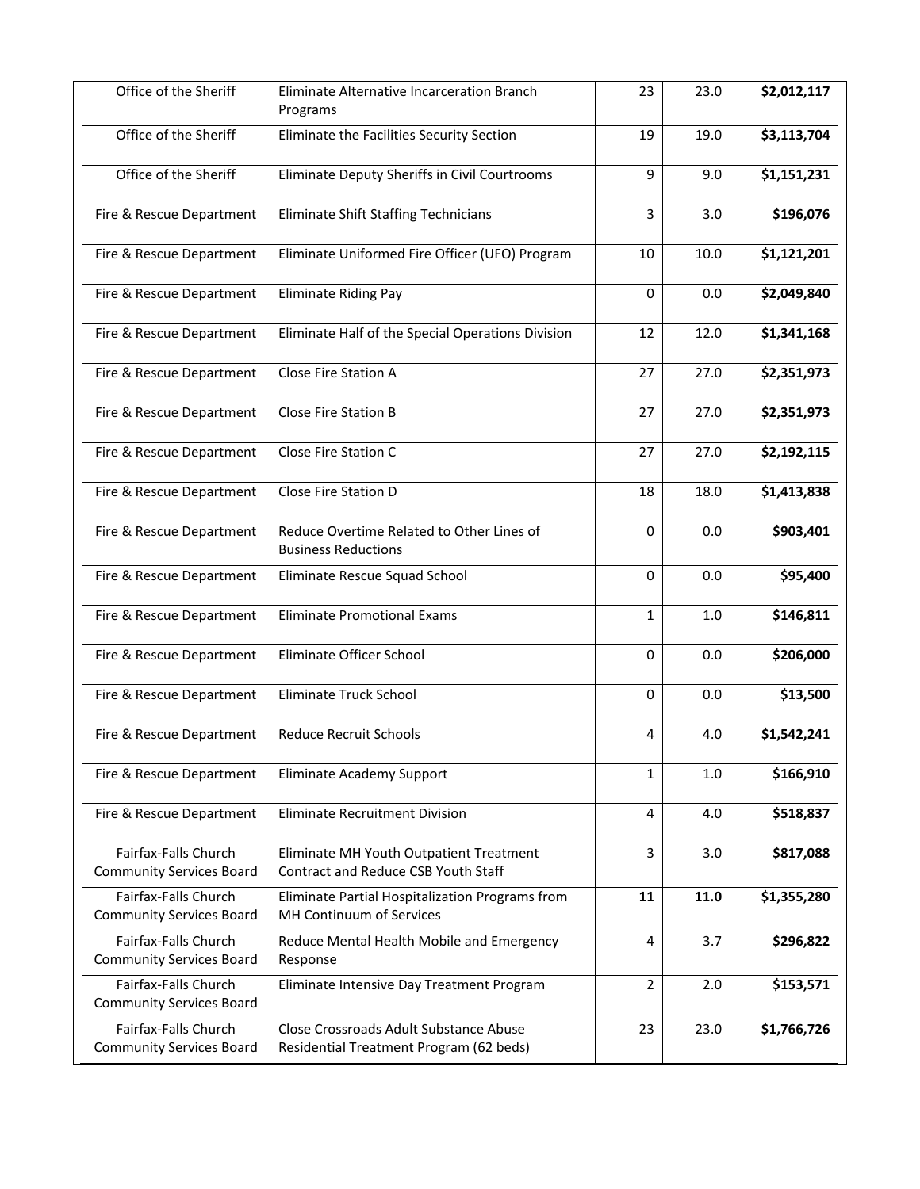| Office of the Sheriff | Eliminate Alternative Incarceration Branch Programs | 23 | 23.0 | **$2,012,117** |
|---|---|---|---|---|
| Office of the Sheriff | Eliminate the Facilities Security Section | 19 | 19.0 | **$3,113,704** |
| Office of the Sheriff | Eliminate Deputy Sheriffs in Civil Courtrooms | 9 | 9.0 | **$1,151,231** |
| Fire & Rescue Department | Eliminate Shift Staffing Technicians | 3 | 3.0 | **$196,076** |
| Fire & Rescue Department | Eliminate Uniformed Fire Officer (UFO) Program | 10 | 10.0 | **$1,121,201** |
| Fire & Rescue Department | Eliminate Riding Pay | 0 | 0.0 | **$2,049,840** |
| Fire & Rescue Department | Eliminate Half of the Special Operations Division | 12 | 12.0 | **$1,341,168** |
| Fire & Rescue Department | Close Fire Station A | 27 | 27.0 | **$2,351,973** |
| Fire & Rescue Department | Close Fire Station B | 27 | 27.0 | **$2,351,973** |
| Fire & Rescue Department | Close Fire Station C | 27 | 27.0 | **$2,192,115** |
| Fire & Rescue Department | Close Fire Station D | 18 | 18.0 | **$1,413,838** |
| Fire & Rescue Department | Reduce Overtime Related to Other Lines of Business Reductions | 0 | 0.0 | **$903,401** |
| Fire & Rescue Department | Eliminate Rescue Squad School | 0 | 0.0 | **$95,400** |
| Fire & Rescue Department | Eliminate Promotional Exams | 1 | 1.0 | **$146,811** |
| Fire & Rescue Department | Eliminate Officer School | 0 | 0.0 | **$206,000** |
| Fire & Rescue Department | Eliminate Truck School | 0 | 0.0 | **$13,500** |
| Fire & Rescue Department | Reduce Recruit Schools | 4 | 4.0 | **$1,542,241** |
| Fire & Rescue Department | Eliminate Academy Support | 1 | 1.0 | **$166,910** |
| Fire & Rescue Department | Eliminate Recruitment Division | 4 | 4.0 | **$518,837** |
| Fairfax-Falls Church Community Services Board | Eliminate MH Youth Outpatient Treatment Contract and Reduce CSB Youth Staff | 3 | 3.0 | **$817,088** |
| Fairfax-Falls Church Community Services Board | Eliminate Partial Hospitalization Programs from MH Continuum of Services | **11** | **11.0** | **$1,355,280** |
| Fairfax-Falls Church Community Services Board | Reduce Mental Health Mobile and Emergency Response | 4 | 3.7 | **$296,822** |
| Fairfax-Falls Church Community Services Board | Eliminate Intensive Day Treatment Program | 2 | 2.0 | **$153,571** |
| Fairfax-Falls Church Community Services Board | Close Crossroads Adult Substance Abuse Residential Treatment Program (62 beds) | 23 | 23.0 | **$1,766,726** |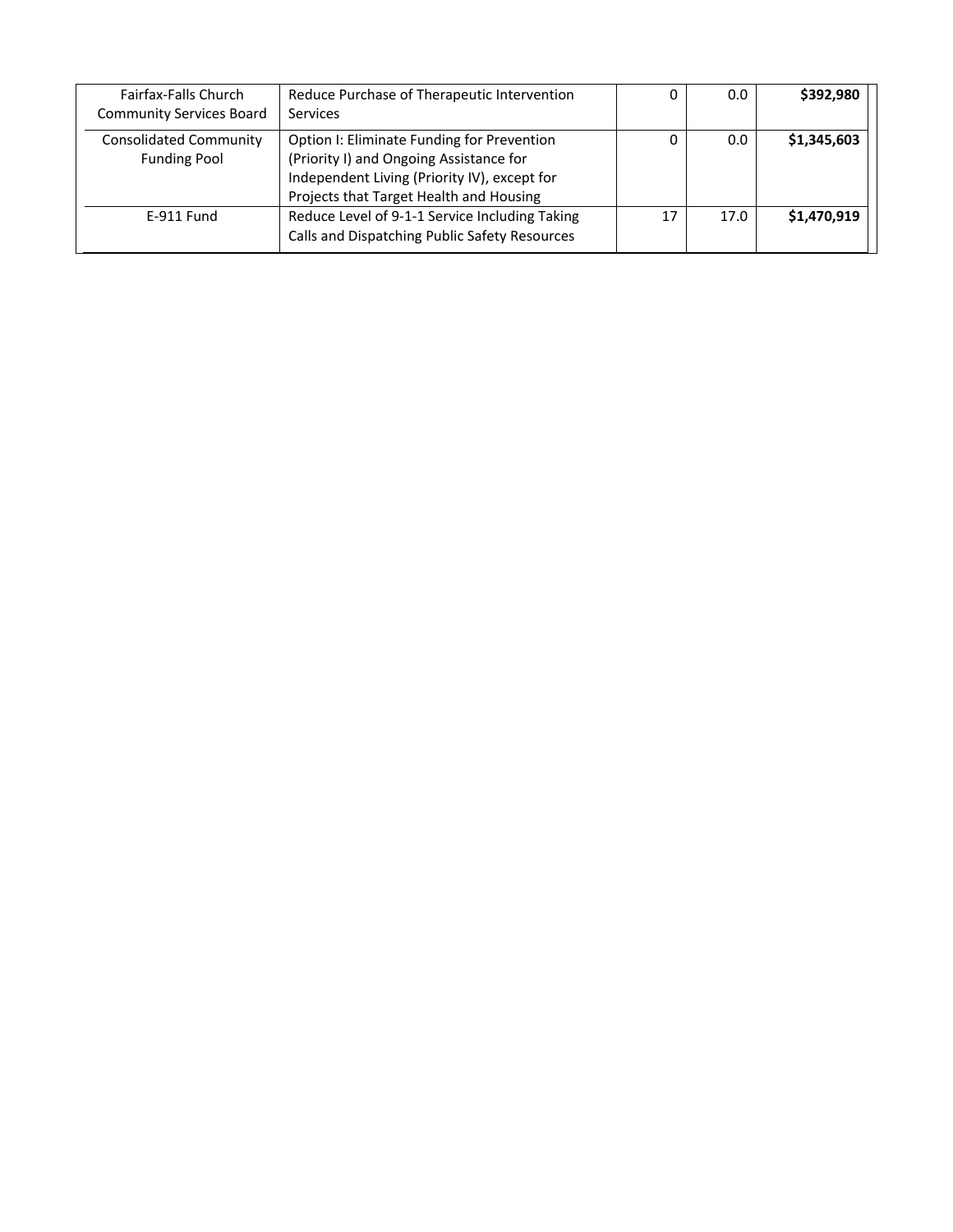| | | | | |
|---|---|---|---|---|
| Fairfax-Falls Church Community Services Board | Reduce Purchase of Therapeutic Intervention Services | 0 | 0.0 | **$392,980** |
| Consolidated Community Funding Pool | Option I: Eliminate Funding for Prevention (Priority I) and Ongoing Assistance for Independent Living (Priority IV), except for Projects that Target Health and Housing | 0 | 0.0 | **$1,345,603** |
| E-911 Fund | Reduce Level of 9-1-1 Service Including Taking Calls and Dispatching Public Safety Resources | 17 | 17.0 | **$1,470,919** |